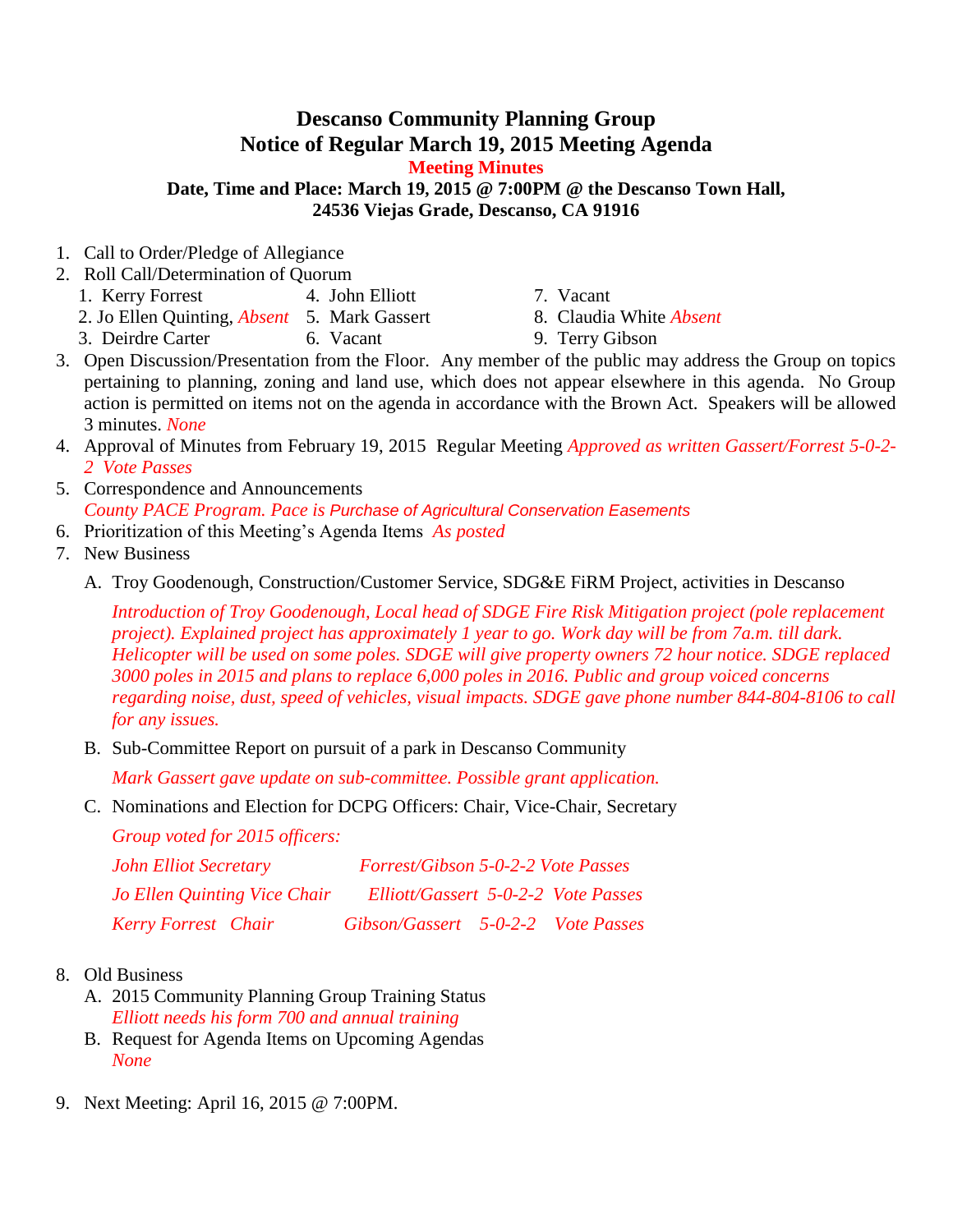# Descanso Community Planning Group
## Notice of Regular March 19, 2015 Meeting Agenda

**Meeting Minutes**

**Date, Time and Place: March 19, 2015 @ 7:00PM @ the Descanso Town Hall, 24536 Viejas Grade, Descanso, CA 91916**

1. Call to Order/Pledge of Allegiance
2. Roll Call/Determination of Quorum
   1. Kerry Forrest
   2. Jo Ellen Quinting, *Absent*
   3. Deirdre Carter
   4. John Elliott
   5. Mark Gassert
   6. Vacant
   7. Vacant
   8. Claudia White *Absent*
   9. Terry Gibson
3. Open Discussion/Presentation from the Floor. Any member of the public may address the Group on topics pertaining to planning, zoning and land use, which does not appear elsewhere in this agenda. No Group action is permitted on items not on the agenda in accordance with the Brown Act. Speakers will be allowed 3 minutes. *None*
4. Approval of Minutes from February 19, 2015 Regular Meeting *Approved as written Gassert/Forrest 5-0-2-2 Vote Passes*
5. Correspondence and Announcements
   *County PACE Program. Pace is Purchase of Agricultural Conservation Easements*
6. Prioritization of this Meeting's Agenda Items *As posted*
7. New Business
   A. Troy Goodenough, Construction/Customer Service, SDG&E FiRM Project, activities in Descanso

      *Introduction of Troy Goodenough, Local head of SDGE Fire Risk Mitigation project (pole replacement project). Explained project has approximately 1 year to go. Work day will be from 7a.m. till dark. Helicopter will be used on some poles. SDGE will give property owners 72 hour notice. SDGE replaced 3000 poles in 2015 and plans to replace 6,000 poles in 2016. Public and group voiced concerns regarding noise, dust, speed of vehicles, visual impacts. SDGE gave phone number 844-804-8106 to call for any issues.*

   B. Sub-Committee Report on pursuit of a park in Descanso Community

      *Mark Gassert gave update on sub-committee. Possible grant application.*

   C. Nominations and Election for DCPG Officers: Chair, Vice-Chair, Secretary

      *Group voted for 2015 officers:*

      *John Elliot Secretary — Forrest/Gibson 5-0-2-2 Vote Passes*

      *Jo Ellen Quinting Vice Chair — Elliott/Gassert 5-0-2-2 Vote Passes*

      *Kerry Forrest Chair — Gibson/Gassert 5-0-2-2 Vote Passes*

8. Old Business
   A. 2015 Community Planning Group Training Status
      *Elliott needs his form 700 and annual training*
   B. Request for Agenda Items on Upcoming Agendas
      *None*
9. Next Meeting: April 16, 2015 @ 7:00PM.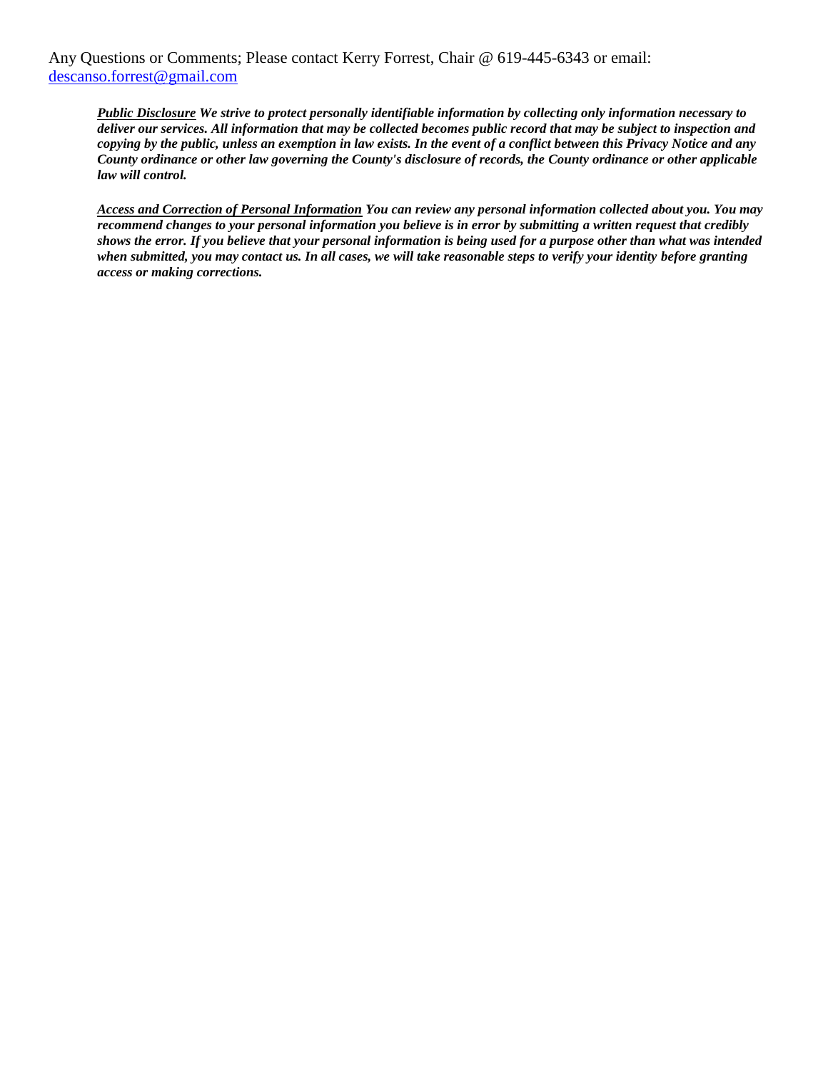Any Questions or Comments; Please contact Kerry Forrest, Chair @ 619-445-6343 or email: descanso.forrest@gmail.com

***Public Disclosure*** ***We strive to protect personally identifiable information by collecting only information necessary to deliver our services. All information that may be collected becomes public record that may be subject to inspection and copying by the public, unless an exemption in law exists. In the event of a conflict between this Privacy Notice and any County ordinance or other law governing the County's disclosure of records, the County ordinance or other applicable law will control.***

***Access and Correction of Personal Information*** ***You can review any personal information collected about you. You may recommend changes to your personal information you believe is in error by submitting a written request that credibly shows the error. If you believe that your personal information is being used for a purpose other than what was intended when submitted, you may contact us. In all cases, we will take reasonable steps to verify your identity before granting access or making corrections.***